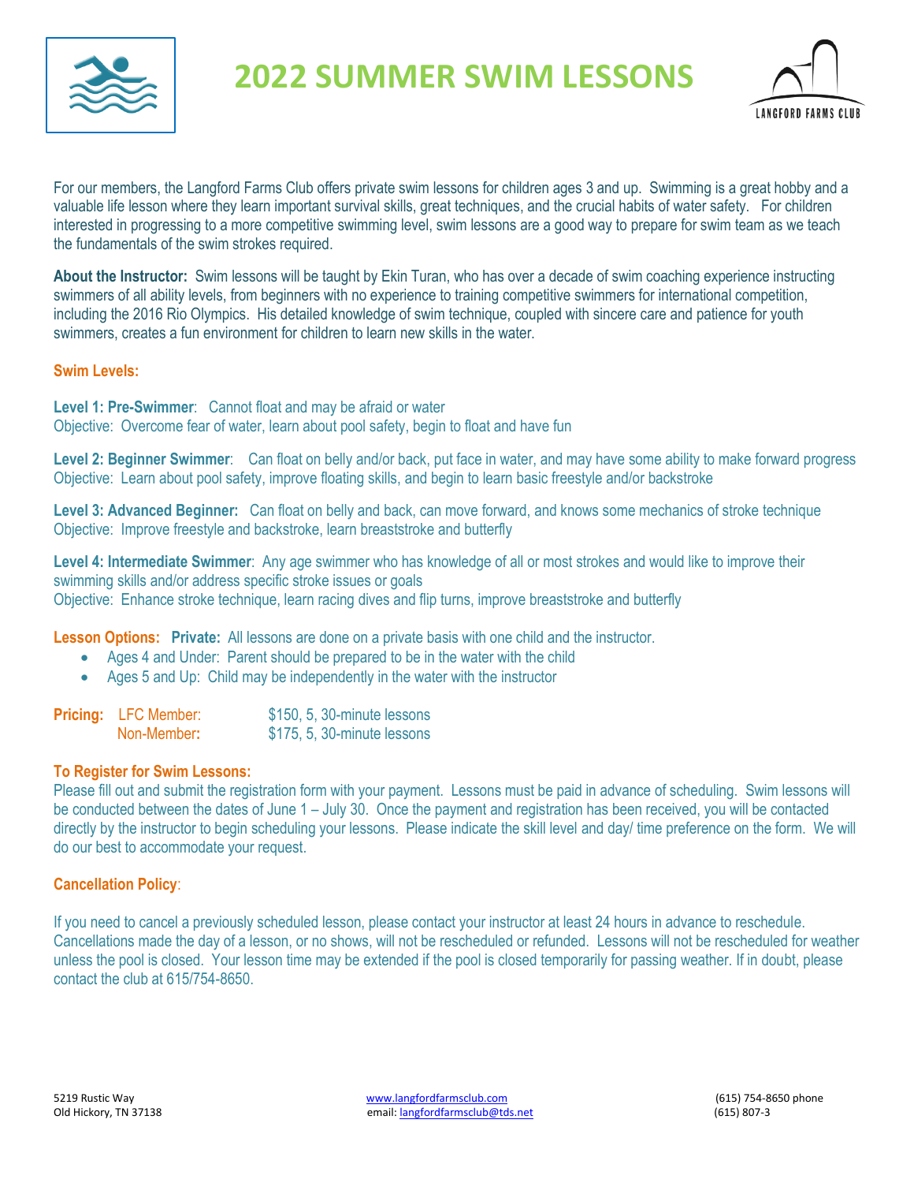# 2022 SUMMER SWIM LESSONS

LANGFORD FARMS CLUB

For our members, the Langford Farms Club offers private swim lessons for children ages 3 and up. Swimming is a great hobby and a valuable life lesson where they learn important survival skills, great techniques, and the crucial habits of water safety. For children interested in progressing to a more competitive swimming level, swim lessons are a good way to prepare for swim team as we teach the fundamentals of the swim strokes required.

**About the Instructor:** Swim lessons will be taught by Ekin Turan, who has over a decade of swim coaching experience instructing swimmers of all ability levels, from beginners with no experience to training competitive swimmers for international competition, including the 2016 Rio Olympics. His detailed knowledge of swim technique, coupled with sincere care and patience for youth swimmers, creates a fun environment for children to learn new skills in the water.

**Swim Levels:**

**Level 1: Pre-Swimmer**: Cannot float and may be afraid or water
Objective: Overcome fear of water, learn about pool safety, begin to float and have fun

**Level 2: Beginner Swimmer**: Can float on belly and/or back, put face in water, and may have some ability to make forward progress
Objective: Learn about pool safety, improve floating skills, and begin to learn basic freestyle and/or backstroke

**Level 3: Advanced Beginner:** Can float on belly and back, can move forward, and knows some mechanics of stroke technique
Objective: Improve freestyle and backstroke, learn breaststroke and butterfly

**Level 4: Intermediate Swimmer**: Any age swimmer who has knowledge of all or most strokes and would like to improve their swimming skills and/or address specific stroke issues or goals
Objective: Enhance stroke technique, learn racing dives and flip turns, improve breaststroke and butterfly

**Lesson Options:** **Private:** All lessons are done on a private basis with one child and the instructor.

- Ages 4 and Under: Parent should be prepared to be in the water with the child
- Ages 5 and Up: Child may be independently in the water with the instructor

| **Pricing:** | | |
|---|---|---|
| | LFC Member: | $150, 5, 30-minute lessons |
| | Non-Member: | $175, 5, 30-minute lessons |

**To Register for Swim Lessons:**
Please fill out and submit the registration form with your payment. Lessons must be paid in advance of scheduling. Swim lessons will be conducted between the dates of June 1 – July 30. Once the payment and registration has been received, you will be contacted directly by the instructor to begin scheduling your lessons. Please indicate the skill level and day/ time preference on the form. We will do our best to accommodate your request.

**Cancellation Policy**:

If you need to cancel a previously scheduled lesson, please contact your instructor at least 24 hours in advance to reschedule. Cancellations made the day of a lesson, or no shows, will not be rescheduled or refunded. Lessons will not be rescheduled for weather unless the pool is closed. Your lesson time may be extended if the pool is closed temporarily for passing weather. If in doubt, please contact the club at 615/754-8650.

5219 Rustic Way
Old Hickory, TN 37138

www.langfordfarmsclub.com
email: langfordfarmsclub@tds.net

(615) 754-8650 phone
(615) 807-3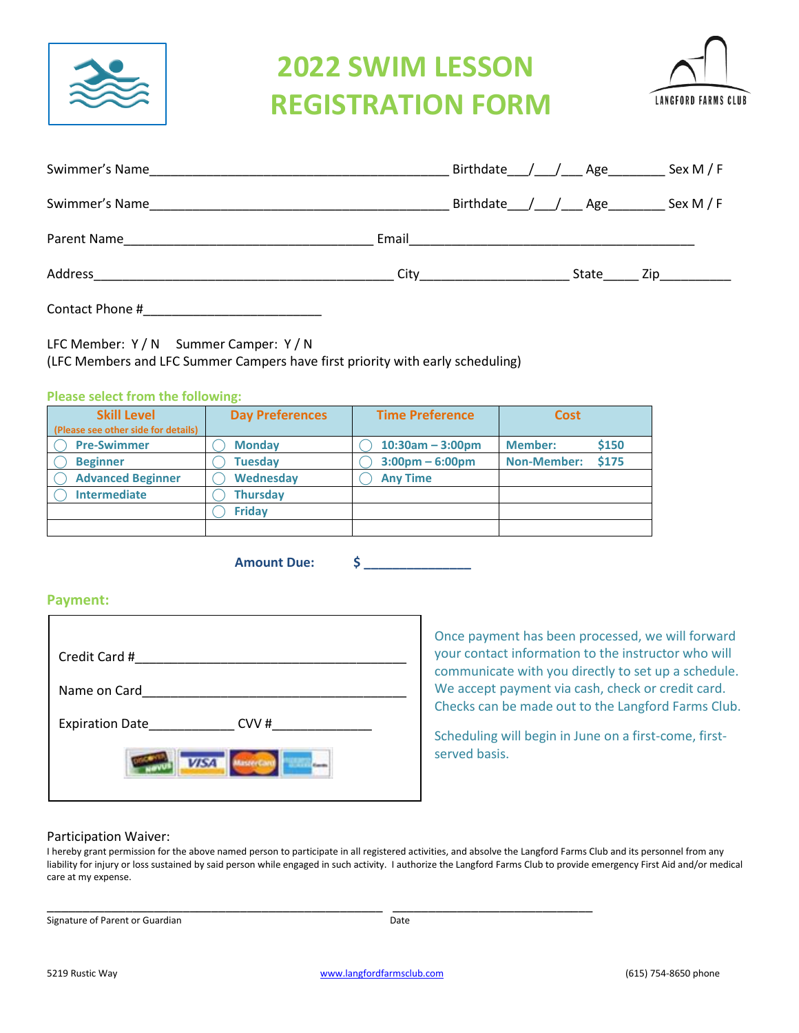# 2022 SWIM LESSON REGISTRATION FORM

LANGFORD FARMS CLUB

Swimmer's Name_________________________________________ Birthdate___/___/___ Age________ Sex M / F

Swimmer's Name_________________________________________ Birthdate___/___/___ Age________ Sex M / F

Parent Name__________________________________ Email_______________________________________

Address__________________________________________ City____________________ State_____ Zip__________

Contact Phone #________________________

LFC Member: Y / N   Summer Camper: Y / N
(LFC Members and LFC Summer Campers have first priority with early scheduling)

**Please select from the following:**

| Skill Level (Please see other side for details) | Day Preferences | Time Preference | Cost |
|---|---|---|---|
| ◯ Pre-Swimmer | ◯ Monday | ◯ 10:30am – 3:00pm | Member: $150 |
| ◯ Beginner | ◯ Tuesday | ◯ 3:00pm – 6:00pm | Non-Member: $175 |
| ◯ Advanced Beginner | ◯ Wednesday | ◯ Any Time | |
| ◯ Intermediate | ◯ Thursday | | |
| | ◯ Friday | | |
| | | | |

**Amount Due:** $ ______________

**Payment:**

Credit Card #____________________________________

Name on Card____________________________________

Expiration Date___________ CVV #_____________

Once payment has been processed, we will forward your contact information to the instructor who will communicate with you directly to set up a schedule. We accept payment via cash, check or credit card. Checks can be made out to the Langford Farms Club.

Scheduling will begin in June on a first-come, first-served basis.

Participation Waiver:

I hereby grant permission for the above named person to participate in all registered activities, and absolve the Langford Farms Club and its personnel from any liability for injury or loss sustained by said person while engaged in such activity. I authorize the Langford Farms Club to provide emergency First Aid and/or medical care at my expense.

_____________________________________________________ ________________________________

Signature of Parent or Guardian Date

5219 Rustic Way    www.langfordfarmsclub.com    (615) 754-8650 phone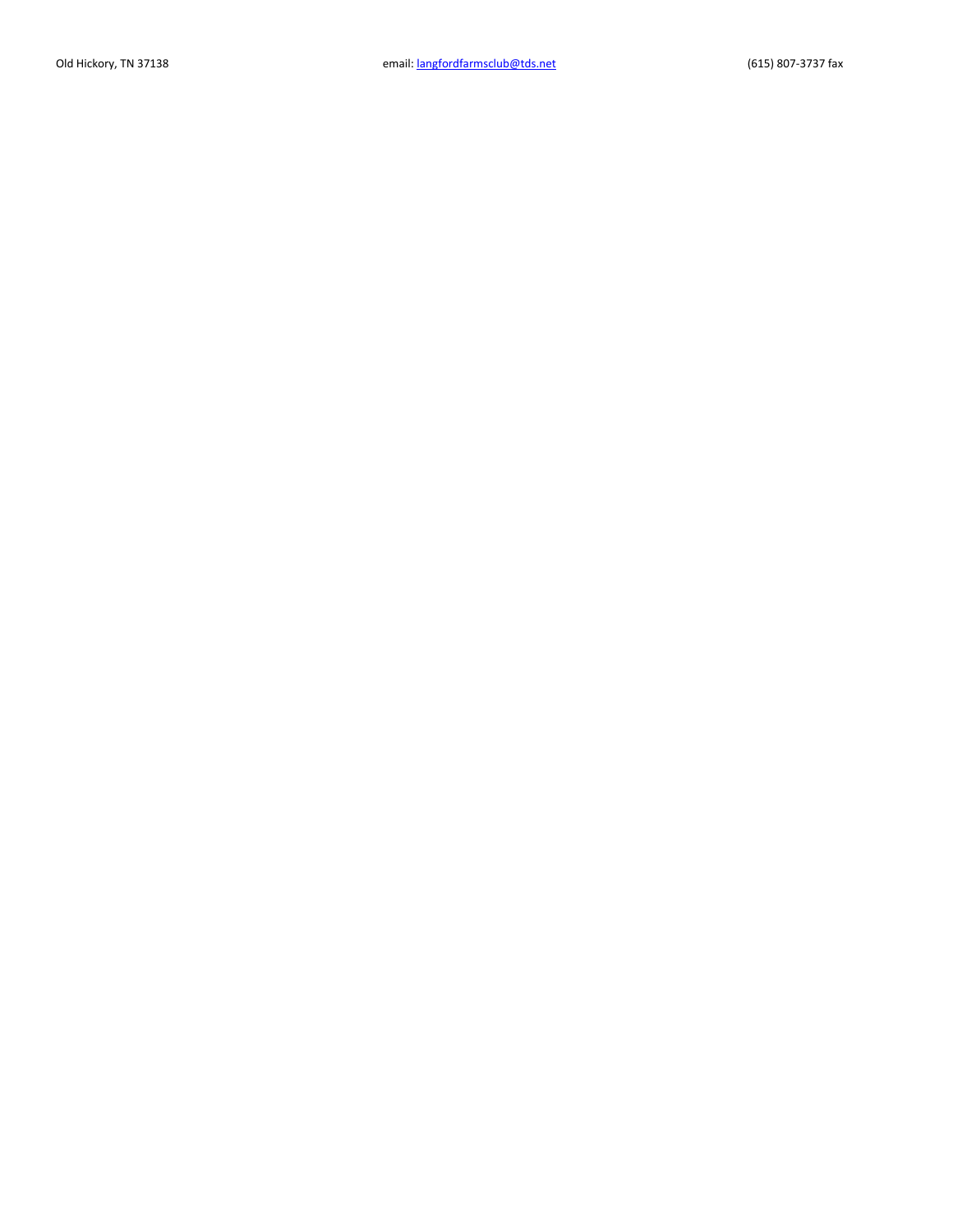Old Hickory, TN 37138 email: langfordfarmsclub@tds.net (615) 807-3737 fax